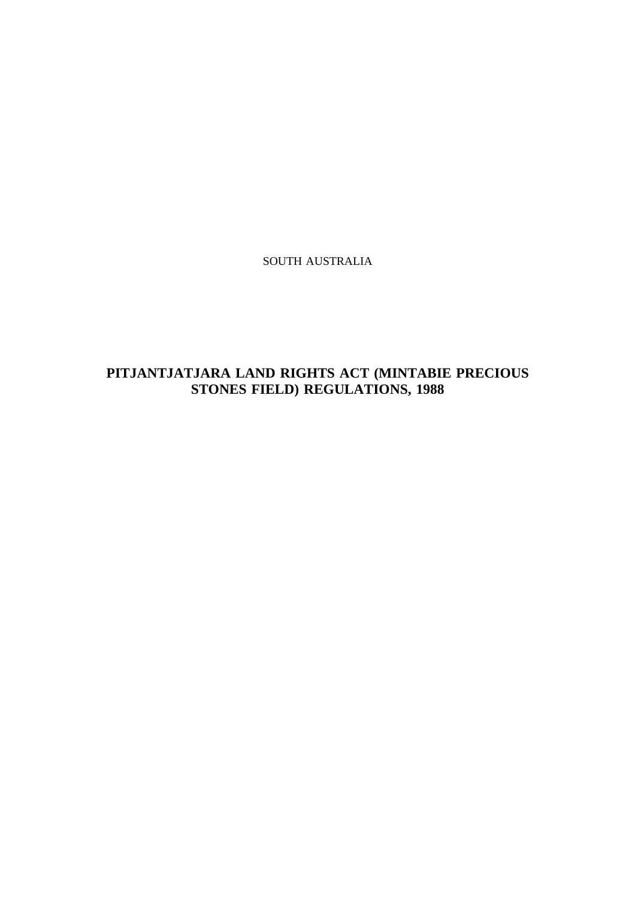SOUTH AUSTRALIA

# PITJANTJATJARA LAND RIGHTS ACT (MINTABIE PRECIOUS STONES FIELD) REGULATIONS, 1988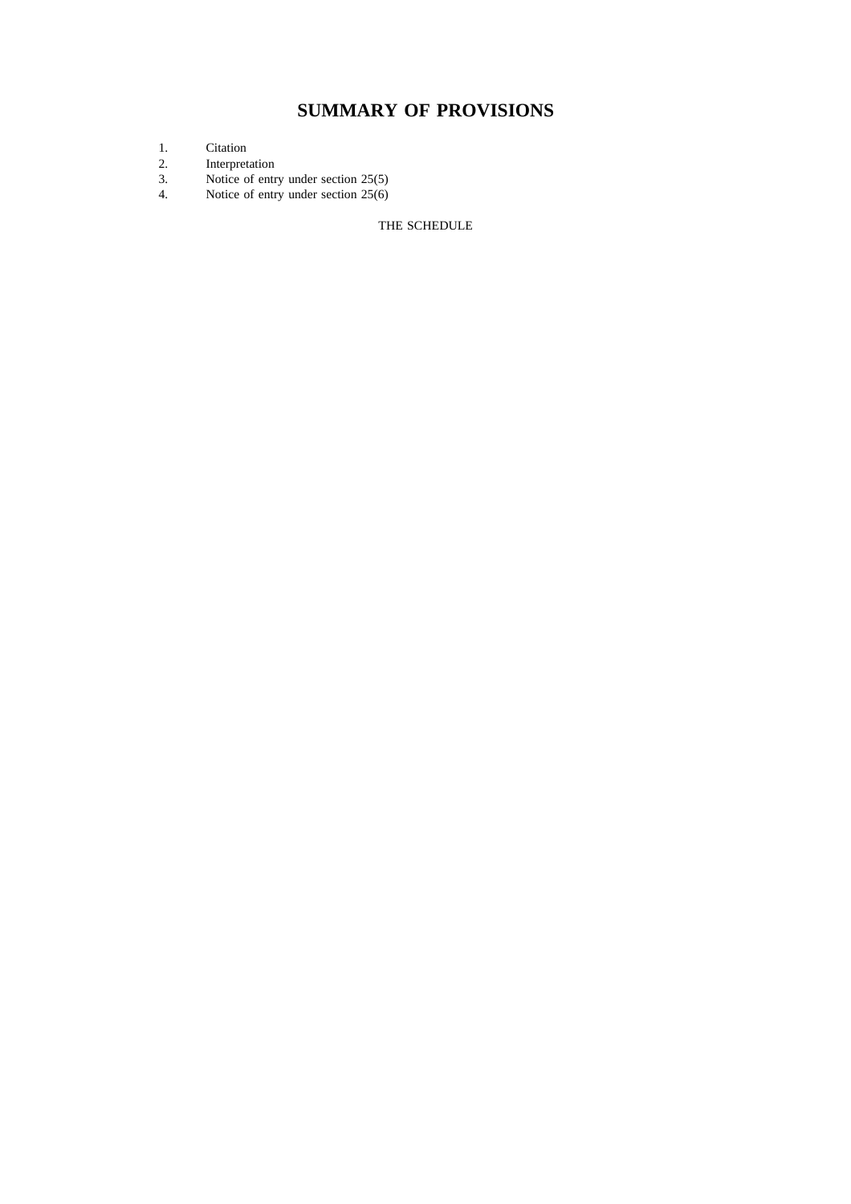# SUMMARY OF PROVISIONS

1. Citation
2. Interpretation
3. Notice of entry under section 25(5)
4. Notice of entry under section 25(6)

THE SCHEDULE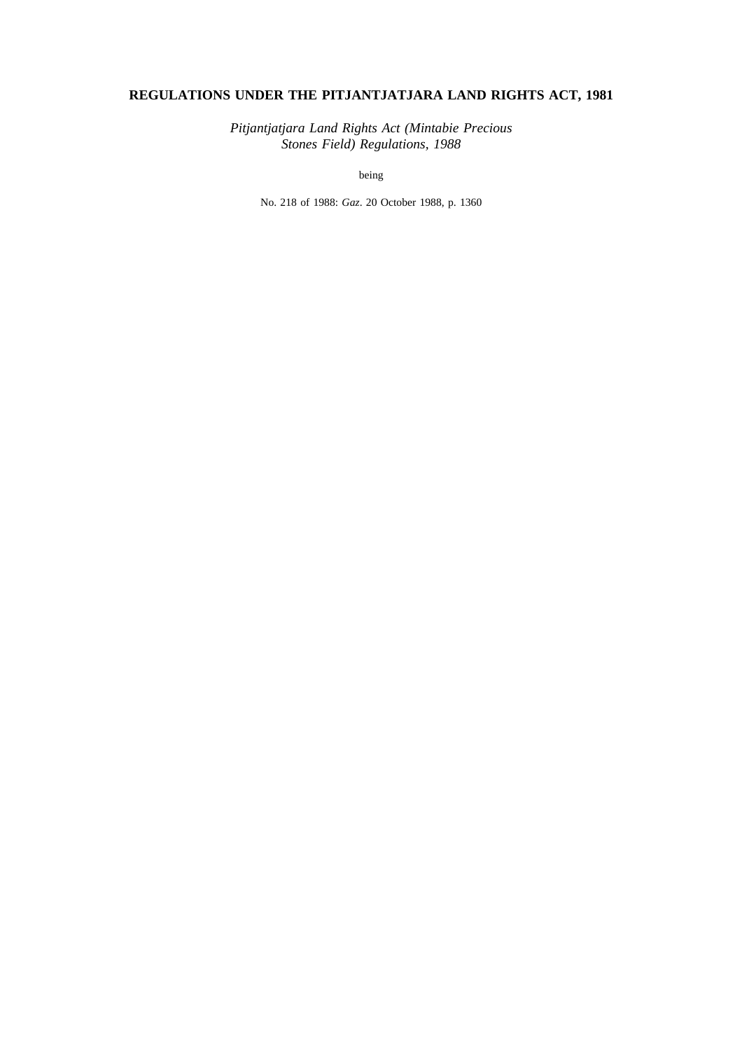# REGULATIONS UNDER THE PITJANTJATJARA LAND RIGHTS ACT, 1981

*Pitjantjatjara Land Rights Act (Mintabie Precious Stones Field) Regulations, 1988*

being

No. 218 of 1988: *Gaz*. 20 October 1988, p. 1360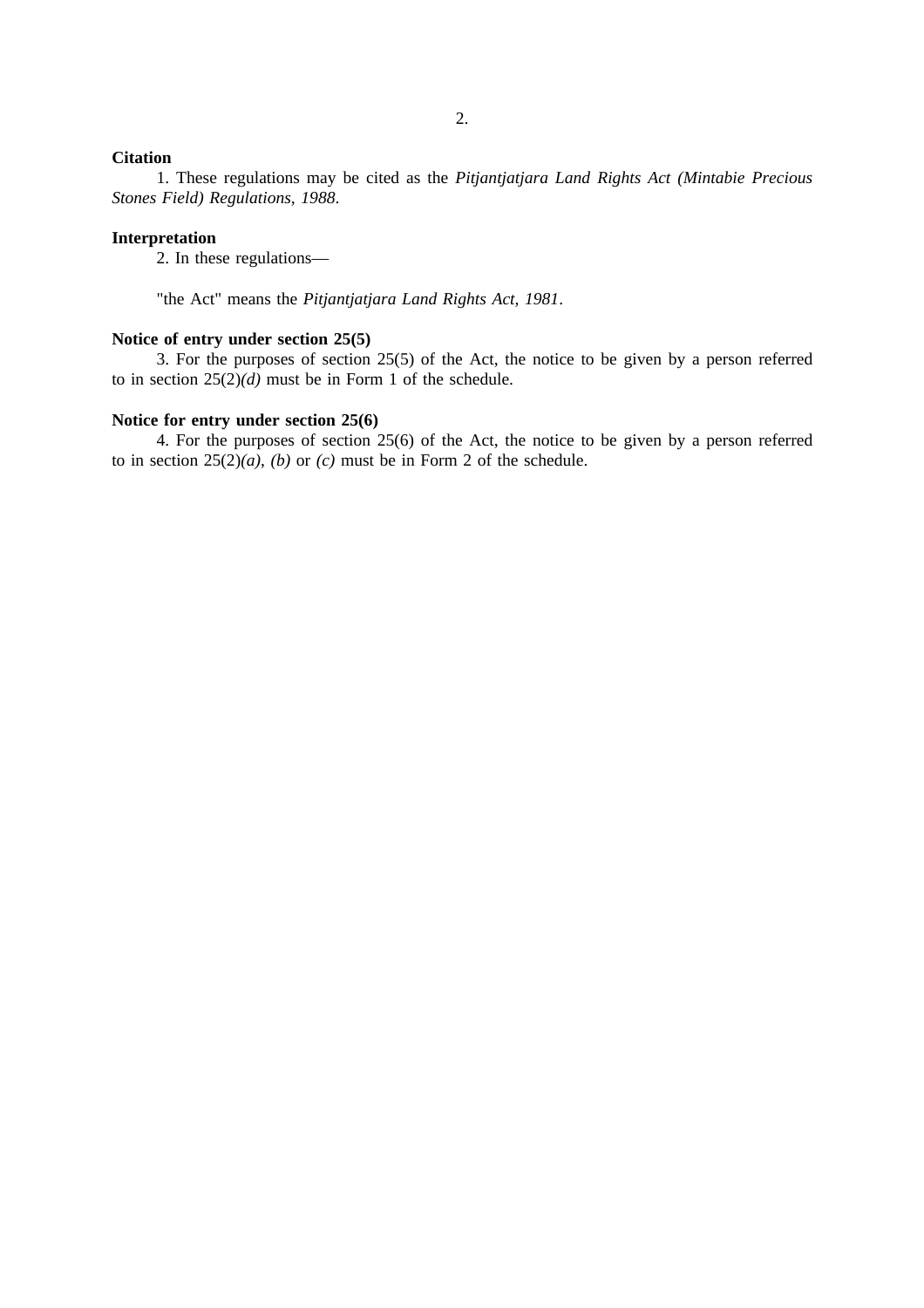**Citation**

1. These regulations may be cited as the *Pitjantjatjara Land Rights Act (Mintabie Precious Stones Field) Regulations, 1988.*

**Interpretation**

2. In these regulations—

"the Act" means the *Pitjantjatjara Land Rights Act, 1981*.

**Notice of entry under section 25(5)**

3. For the purposes of section 25(5) of the Act, the notice to be given by a person referred to in section 25(2)*(d)* must be in Form 1 of the schedule.

**Notice for entry under section 25(6)**

4. For the purposes of section 25(6) of the Act, the notice to be given by a person referred to in section 25(2)*(a)*, *(b)* or *(c)* must be in Form 2 of the schedule.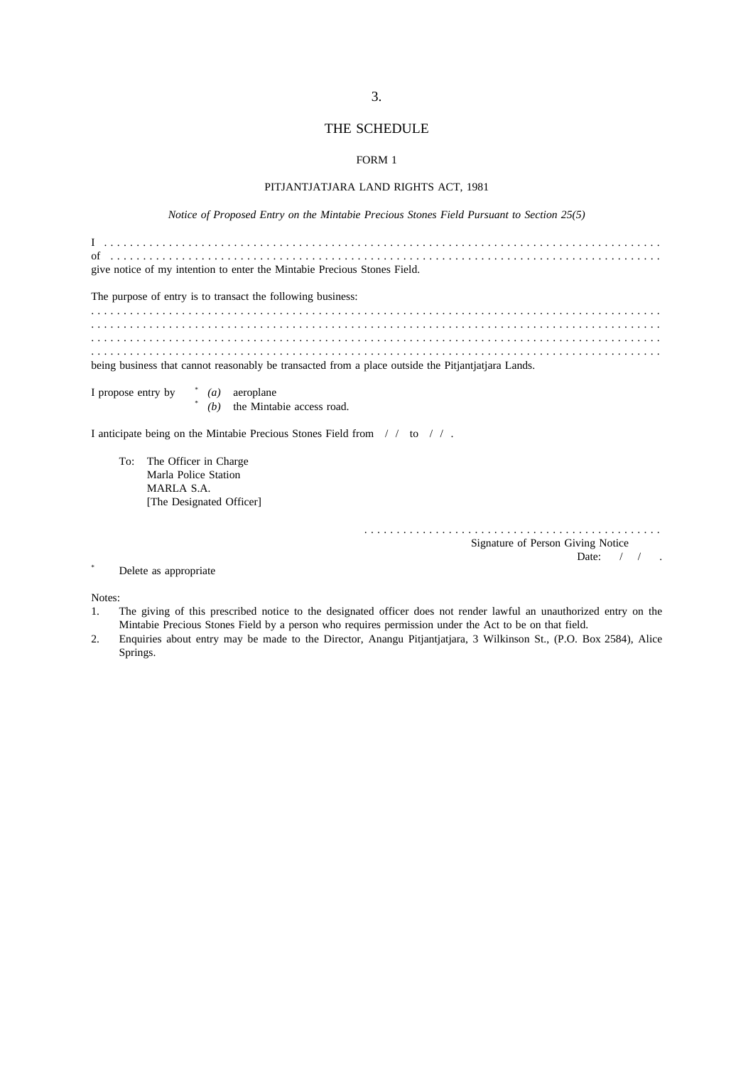3.

## THE SCHEDULE

### FORM 1

PITJANTJATJARA LAND RIGHTS ACT, 1981

*Notice of Proposed Entry on the Mintabie Precious Stones Field Pursuant to Section 25(5)*

I . . . . . . . . . . . . . . . . . . . . . . . . . . . . . . . . . . . . . . . . . . . . . . . . . . . . . . . . . . . . . . . . . . . . . . . . . . . . . . . . . . . . . . . . . .
of . . . . . . . . . . . . . . . . . . . . . . . . . . . . . . . . . . . . . . . . . . . . . . . . . . . . . . . . . . . . . . . . . . . . . . . . . . . . . . . . . . . . . . . . .
give notice of my intention to enter the Mintabie Precious Stones Field.

The purpose of entry is to transact the following business:
. . . . . . . . . . . . . . . . . . . . . . . . . . . . . . . . . . . . . . . . . . . . . . . . . . . . . . . . . . . . . . . . . . . . . . . . . . . . . . . . . . . . . . . . . . .
. . . . . . . . . . . . . . . . . . . . . . . . . . . . . . . . . . . . . . . . . . . . . . . . . . . . . . . . . . . . . . . . . . . . . . . . . . . . . . . . . . . . . . . . . . .
. . . . . . . . . . . . . . . . . . . . . . . . . . . . . . . . . . . . . . . . . . . . . . . . . . . . . . . . . . . . . . . . . . . . . . . . . . . . . . . . . . . . . . . . . . .
. . . . . . . . . . . . . . . . . . . . . . . . . . . . . . . . . . . . . . . . . . . . . . . . . . . . . . . . . . . . . . . . . . . . . . . . . . . . . . . . . . . . . . . . . . .
being business that cannot reasonably be transacted from a place outside the Pitjantjatjara Lands.

I propose entry by * *(a)* aeroplane
* *(b)* the Mintabie access road.

I anticipate being on the Mintabie Precious Stones Field from / / to / / .

To: The Officer in Charge
Marla Police Station
MARLA S.A.
[The Designated Officer]

. . . . . . . . . . . . . . . . . . . . . . . . . . . . . . . . . . . . . . . . . . . . .
Signature of Person Giving Notice
Date: / / .

\* Delete as appropriate

Notes:

1. The giving of this prescribed notice to the designated officer does not render lawful an unauthorized entry on the Mintabie Precious Stones Field by a person who requires permission under the Act to be on that field.
2. Enquiries about entry may be made to the Director, Anangu Pitjantjatjara, 3 Wilkinson St., (P.O. Box 2584), Alice Springs.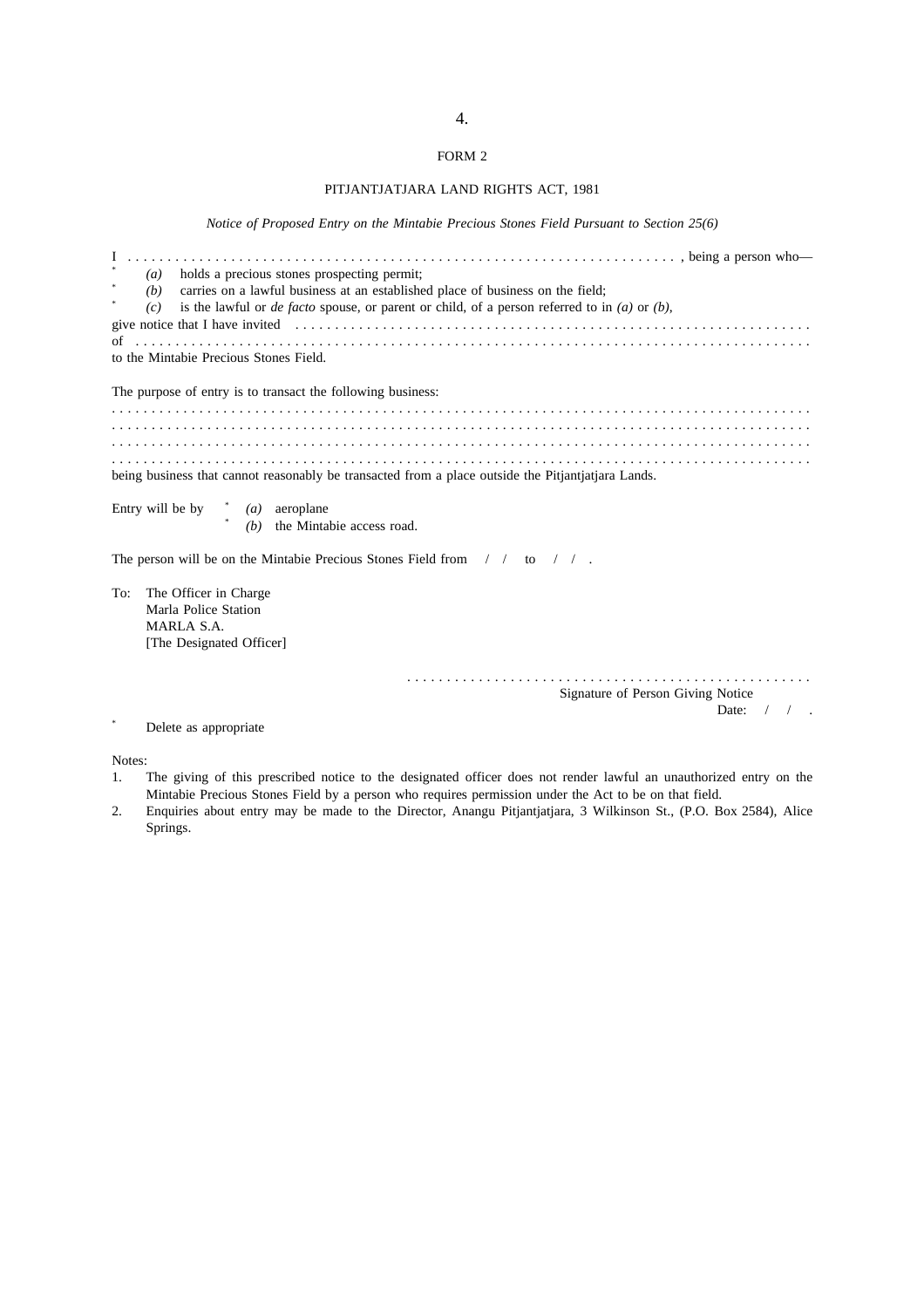4.

FORM 2

PITJANTJATJARA LAND RIGHTS ACT, 1981

*Notice of Proposed Entry on the Mintabie Precious Stones Field Pursuant to Section 25(6)*

I . . . . . . . . . . . . . . . . . . . . . . . . . . . . . . . . . . . . . . . . . . . . . . . . . . . . . . . . . . . . . . . . . . . , being a person who—

\* *(a)* holds a precious stones prospecting permit;

\* *(b)* carries on a lawful business at an established place of business on the field;

\* *(c)* is the lawful or *de facto* spouse, or parent or child, of a person referred to in *(a)* or *(b)*,

give notice that I have invited . . . . . . . . . . . . . . . . . . . . . . . . . . . . . . . . . . . . . . . . . . . . . . . . . . . . . . . . . . . . . . . .

of . . . . . . . . . . . . . . . . . . . . . . . . . . . . . . . . . . . . . . . . . . . . . . . . . . . . . . . . . . . . . . . . . . . . . . . . . . . . . . . . . . . . . .

to the Mintabie Precious Stones Field.

The purpose of entry is to transact the following business:

. . . . . . . . . . . . . . . . . . . . . . . . . . . . . . . . . . . . . . . . . . . . . . . . . . . . . . . . . . . . . . . . . . . . . . . . . . . . . . . . . . . . . . . . . .

. . . . . . . . . . . . . . . . . . . . . . . . . . . . . . . . . . . . . . . . . . . . . . . . . . . . . . . . . . . . . . . . . . . . . . . . . . . . . . . . . . . . . . . . . .

. . . . . . . . . . . . . . . . . . . . . . . . . . . . . . . . . . . . . . . . . . . . . . . . . . . . . . . . . . . . . . . . . . . . . . . . . . . . . . . . . . . . . . . . . .

. . . . . . . . . . . . . . . . . . . . . . . . . . . . . . . . . . . . . . . . . . . . . . . . . . . . . . . . . . . . . . . . . . . . . . . . . . . . . . . . . . . . . . . . . .

being business that cannot reasonably be transacted from a place outside the Pitjantjatjara Lands.

Entry will be by \* *(a)* aeroplane

\* *(b)* the Mintabie access road.

The person will be on the Mintabie Precious Stones Field from / / to / / .

To: The Officer in Charge
Marla Police Station
MARLA S.A.
[The Designated Officer]

. . . . . . . . . . . . . . . . . . . . . . . . . . . . . . . . . . . . . . . . . . . . . . . . . . .
Signature of Person Giving Notice
Date: / / .

\* Delete as appropriate

Notes:

1. The giving of this prescribed notice to the designated officer does not render lawful an unauthorized entry on the Mintabie Precious Stones Field by a person who requires permission under the Act to be on that field.
2. Enquiries about entry may be made to the Director, Anangu Pitjantjatjara, 3 Wilkinson St., (P.O. Box 2584), Alice Springs.